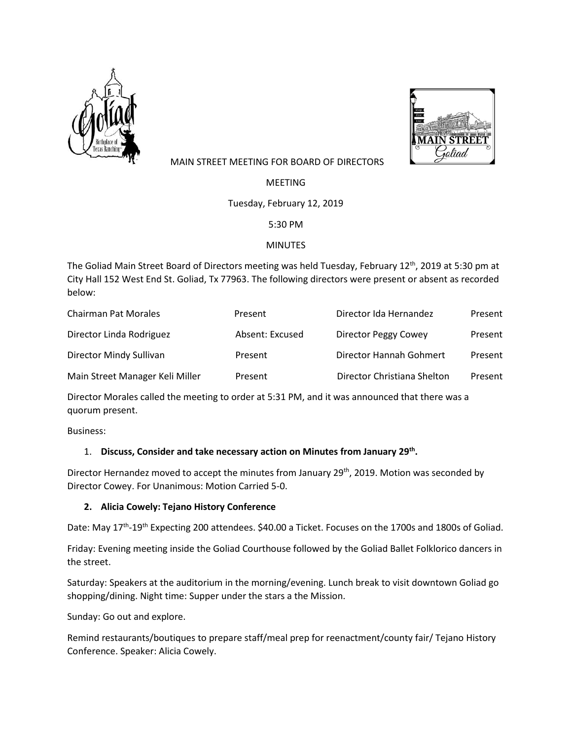MAIN STREET MEETING FOR BOARD OF DIRECTORS

MEETING

Tuesday, February 12, 2019

5:30 PM

MINUTES

The Goliad Main Street Board of Directors meeting was held Tuesday, February 12th, 2019 at 5:30 pm at City Hall 152 West End St. Goliad, Tx 77963. The following directors were present or absent as recorded below:

| | | | |
|---|---|---|---|
| Chairman Pat Morales | Present | Director Ida Hernandez | Present |
| Director Linda Rodriguez | Absent: Excused | Director Peggy Cowey | Present |
| Director Mindy Sullivan | Present | Director Hannah Gohmert | Present |
| Main Street Manager Keli Miller | Present | Director Christiana Shelton | Present |

Director Morales called the meeting to order at 5:31 PM, and it was announced that there was a quorum present.

Business:

1. **Discuss, Consider and take necessary action on Minutes from January 29th.**

Director Hernandez moved to accept the minutes from January 29th, 2019. Motion was seconded by Director Cowey. For Unanimous: Motion Carried 5-0.

2. **Alicia Cowely: Tejano History Conference**

Date: May 17th-19th Expecting 200 attendees. $40.00 a Ticket. Focuses on the 1700s and 1800s of Goliad.

Friday: Evening meeting inside the Goliad Courthouse followed by the Goliad Ballet Folklorico dancers in the street.

Saturday: Speakers at the auditorium in the morning/evening. Lunch break to visit downtown Goliad go shopping/dining. Night time: Supper under the stars a the Mission.

Sunday: Go out and explore.

Remind restaurants/boutiques to prepare staff/meal prep for reenactment/county fair/ Tejano History Conference. Speaker: Alicia Cowely.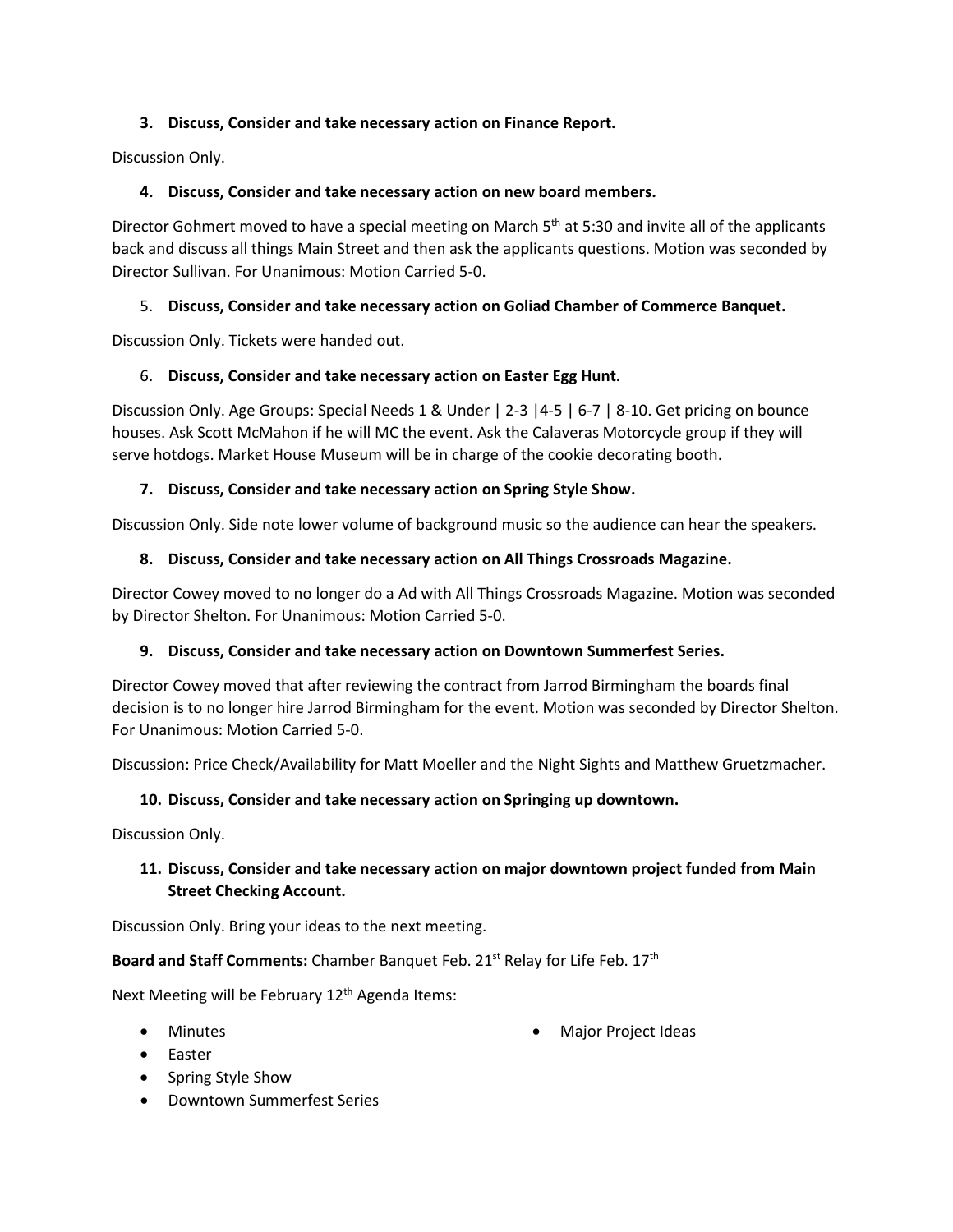**3. Discuss, Consider and take necessary action on Finance Report.**

Discussion Only.

**4. Discuss, Consider and take necessary action on new board members.**

Director Gohmert moved to have a special meeting on March 5th at 5:30 and invite all of the applicants back and discuss all things Main Street and then ask the applicants questions. Motion was seconded by Director Sullivan. For Unanimous: Motion Carried 5-0.

5. **Discuss, Consider and take necessary action on Goliad Chamber of Commerce Banquet.**

Discussion Only. Tickets were handed out.

6. **Discuss, Consider and take necessary action on Easter Egg Hunt.**

Discussion Only. Age Groups: Special Needs 1 & Under | 2-3 |4-5 | 6-7 | 8-10. Get pricing on bounce houses. Ask Scott McMahon if he will MC the event. Ask the Calaveras Motorcycle group if they will serve hotdogs. Market House Museum will be in charge of the cookie decorating booth.

**7. Discuss, Consider and take necessary action on Spring Style Show.**

Discussion Only. Side note lower volume of background music so the audience can hear the speakers.

**8. Discuss, Consider and take necessary action on All Things Crossroads Magazine.**

Director Cowey moved to no longer do a Ad with All Things Crossroads Magazine. Motion was seconded by Director Shelton. For Unanimous: Motion Carried 5-0.

**9. Discuss, Consider and take necessary action on Downtown Summerfest Series.**

Director Cowey moved that after reviewing the contract from Jarrod Birmingham the boards final decision is to no longer hire Jarrod Birmingham for the event. Motion was seconded by Director Shelton. For Unanimous: Motion Carried 5-0.

Discussion: Price Check/Availability for Matt Moeller and the Night Sights and Matthew Gruetzmacher.

**10. Discuss, Consider and take necessary action on Springing up downtown.**

Discussion Only.

**11. Discuss, Consider and take necessary action on major downtown project funded from Main Street Checking Account.**

Discussion Only. Bring your ideas to the next meeting.

**Board and Staff Comments:** Chamber Banquet Feb. 21st Relay for Life Feb. 17th

Next Meeting will be February 12th Agenda Items:

- Minutes
- Easter
- Spring Style Show
- Downtown Summerfest Series
- Major Project Ideas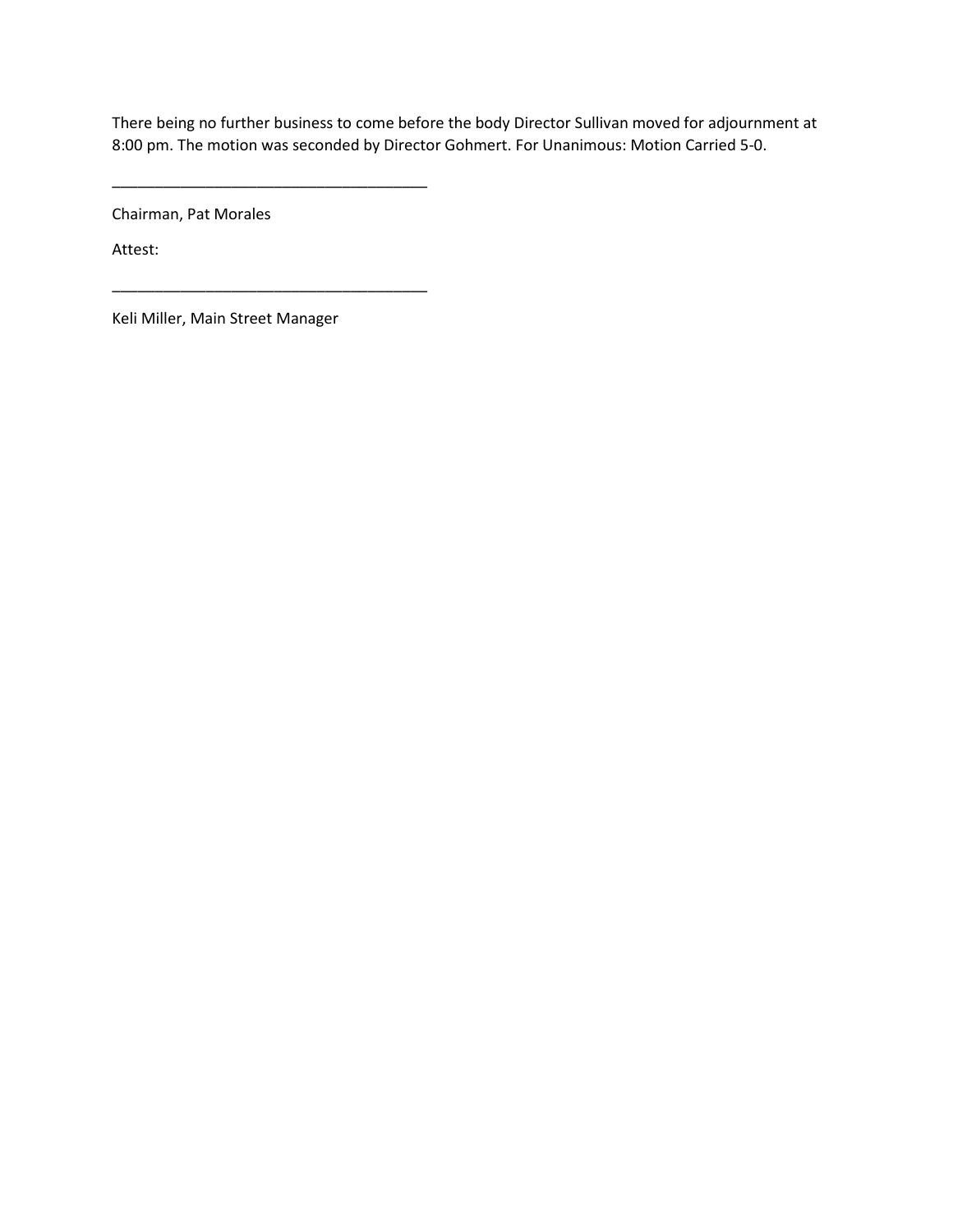There being no further business to come before the body Director Sullivan moved for adjournment at 8:00 pm. The motion was seconded by Director Gohmert. For Unanimous: Motion Carried 5-0.

_____________________________________

Chairman, Pat Morales

Attest:

_____________________________________

Keli Miller, Main Street Manager